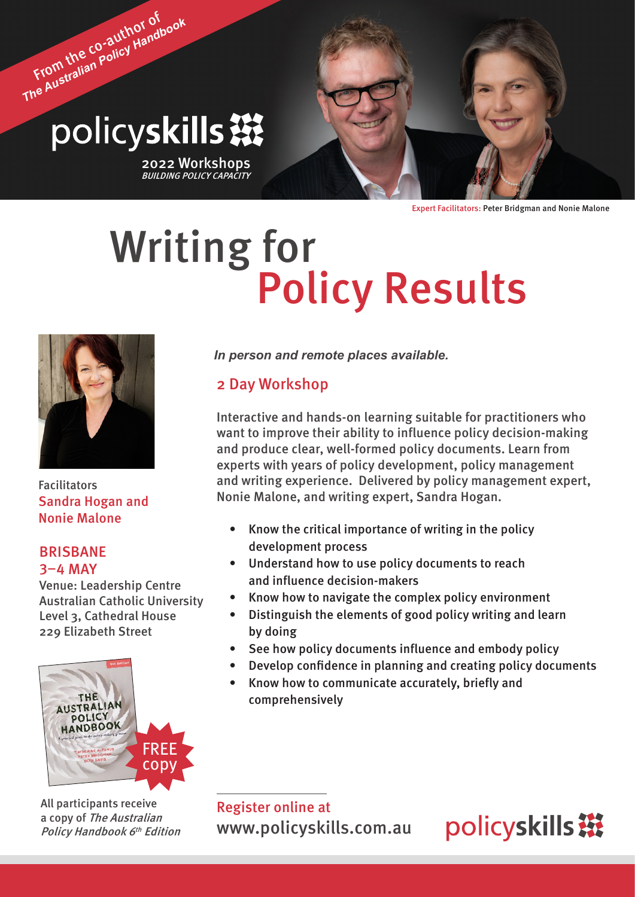From the co-author of *The Australian Policy Handbook*

policyskills

2022 Workshops
*BUILDING POLICY CAPACITY*

Expert Facilitators: Peter Bridgman and Nonie Malone

# Writing for Policy Results

Facilitators
Sandra Hogan and Nonie Malone

**BRISBANE**
**3–4 MAY**
Venue: Leadership Centre
Australian Catholic University
Level 3, Cathedral House
229 Elizabeth Street

FREE copy

All participants receive a copy of *The Australian Policy Handbook 6th Edition*

***In person and remote places available.***

## 2 Day Workshop

Interactive and hands-on learning suitable for practitioners who want to improve their ability to influence policy decision-making and produce clear, well-formed policy documents. Learn from experts with years of policy development, policy management and writing experience. Delivered by policy management expert, Nonie Malone, and writing expert, Sandra Hogan.

- Know the critical importance of writing in the policy development process
- Understand how to use policy documents to reach and influence decision-makers
- Know how to navigate the complex policy environment
- Distinguish the elements of good policy writing and learn by doing
- See how policy documents influence and embody policy
- Develop confidence in planning and creating policy documents
- Know how to communicate accurately, briefly and comprehensively

Register online at
www.policyskills.com.au

policyskills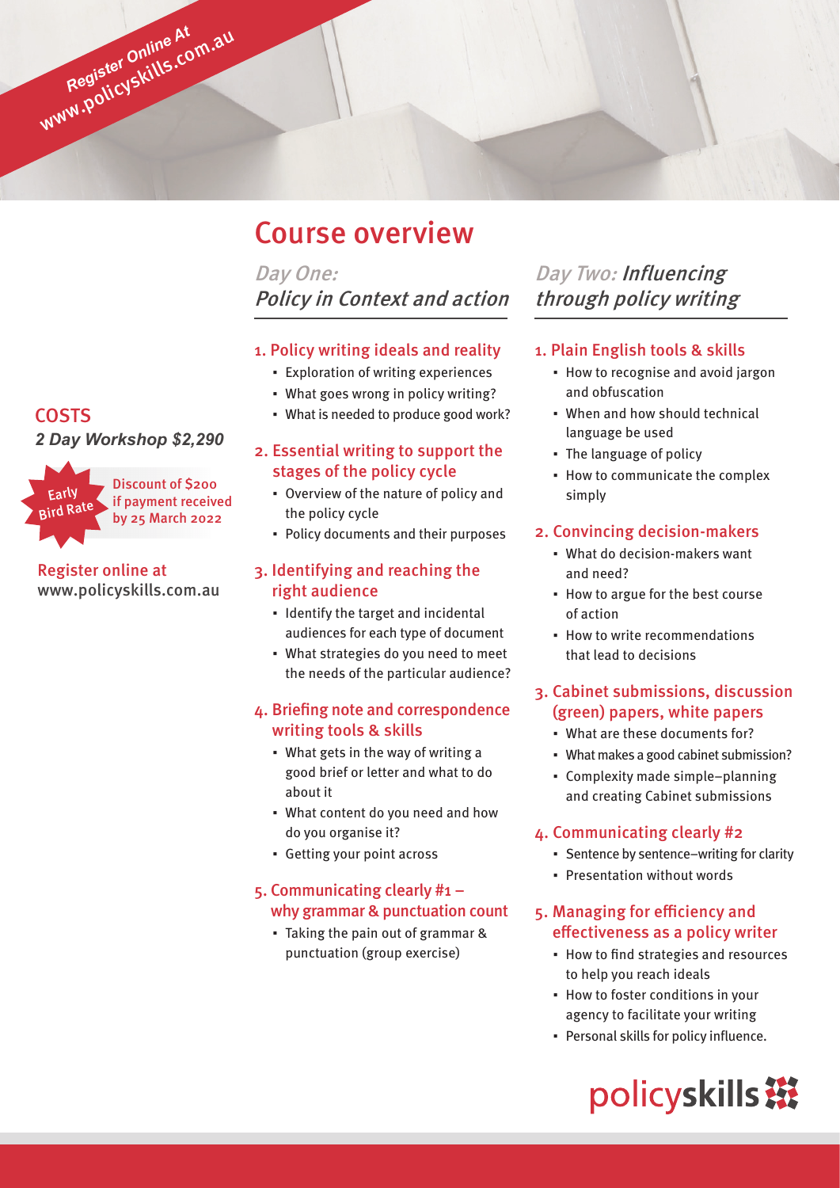Register Online At www.policyskills.com.au

# Course overview

## COSTS

***2 Day Workshop $2,290***

**Early Bird Rate** — Discount of $200 if payment received by 25 March 2022

Register online at www.policyskills.com.au

## *Day One: Policy in Context and action*

### 1. Policy writing ideals and reality

- Exploration of writing experiences
- What goes wrong in policy writing?
- What is needed to produce good work?

### 2. Essential writing to support the stages of the policy cycle

- Overview of the nature of policy and the policy cycle
- Policy documents and their purposes

### 3. Identifying and reaching the right audience

- Identify the target and incidental audiences for each type of document
- What strategies do you need to meet the needs of the particular audience?

### 4. Briefing note and correspondence writing tools & skills

- What gets in the way of writing a good brief or letter and what to do about it
- What content do you need and how do you organise it?
- Getting your point across

### 5. Communicating clearly #1 – why grammar & punctuation count

- Taking the pain out of grammar & punctuation (group exercise)

## *Day Two: Influencing through policy writing*

### 1. Plain English tools & skills

- How to recognise and avoid jargon and obfuscation
- When and how should technical language be used
- The language of policy
- How to communicate the complex simply

### 2. Convincing decision-makers

- What do decision-makers want and need?
- How to argue for the best course of action
- How to write recommendations that lead to decisions

### 3. Cabinet submissions, discussion (green) papers, white papers

- What are these documents for?
- What makes a good cabinet submission?
- Complexity made simple–planning and creating Cabinet submissions

### 4. Communicating clearly #2

- Sentence by sentence–writing for clarity
- Presentation without words

### 5. Managing for efficiency and effectiveness as a policy writer

- How to find strategies and resources to help you reach ideals
- How to foster conditions in your agency to facilitate your writing
- Personal skills for policy influence.

policyskills